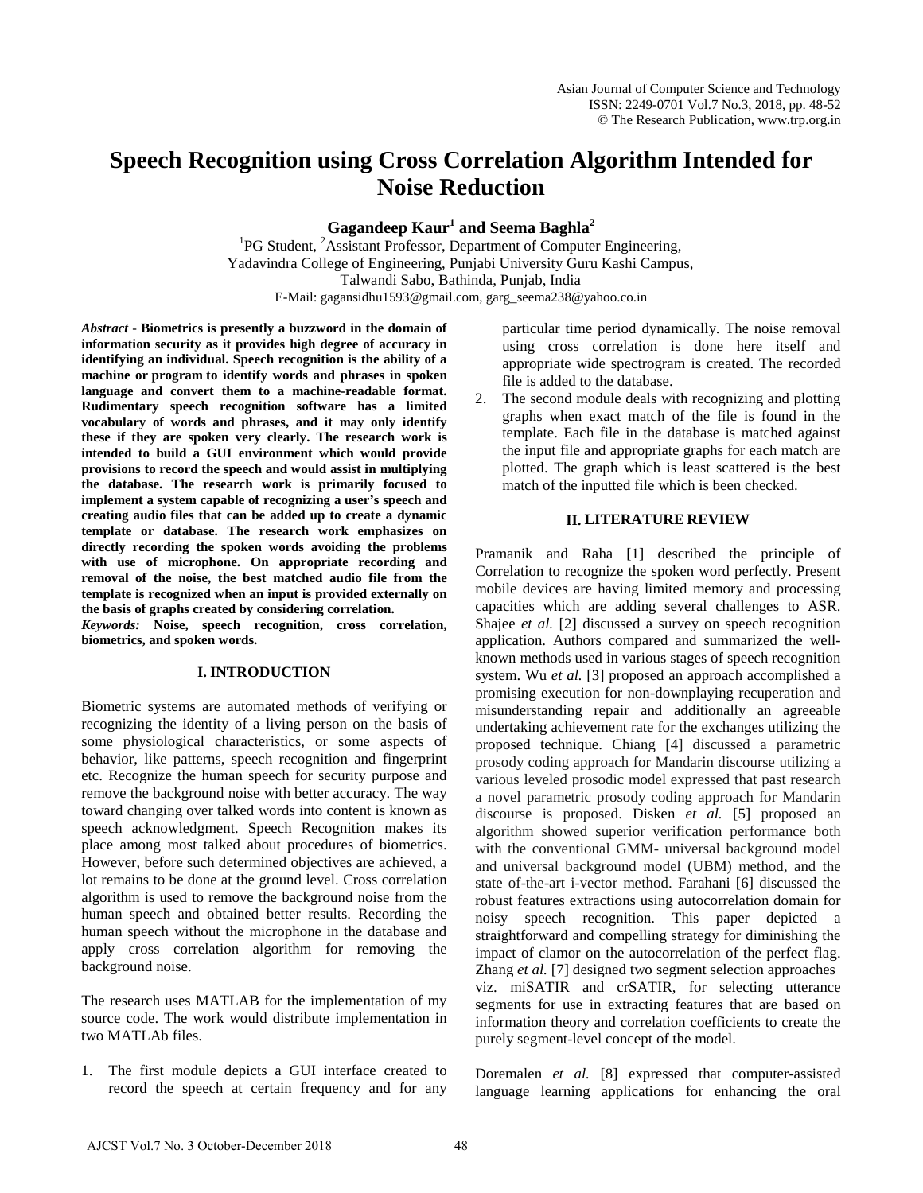# Speech Recognition using Cross Correlation Algorithm Intended for Noise Reduction

**Gagandeep Kaur[1] and Seema Baghla[2]**

[1]PG Student, [2]Assistant Professor, Department of Computer Engineering,
Yadavindra College of Engineering, Punjabi University Guru Kashi Campus,
Talwandi Sabo, Bathinda, Punjab, India
E-Mail: gagansidhu1593@gmail.com, garg_seema238@yahoo.co.in

***Abstract*** - **Biometrics is presently a buzzword in the domain of information security as it provides high degree of accuracy in identifying an individual. Speech recognition is the ability of a machine or program to identify words and phrases in spoken language and convert them to a machine-readable format. Rudimentary speech recognition software has a limited vocabulary of words and phrases, and it may only identify these if they are spoken very clearly. The research work is intended to build a GUI environment which would provide provisions to record the speech and would assist in multiplying the database. The research work is primarily focused to implement a system capable of recognizing a user's speech and creating audio files that can be added up to create a dynamic template or database. The research work emphasizes on directly recording the spoken words avoiding the problems with use of microphone. On appropriate recording and removal of the noise, the best matched audio file from the template is recognized when an input is provided externally on the basis of graphs created by considering correlation.**

***Keywords:*** **Noise, speech recognition, cross correlation, biometrics, and spoken words.**

## I. INTRODUCTION

Biometric systems are automated methods of verifying or recognizing the identity of a living person on the basis of some physiological characteristics, or some aspects of behavior, like patterns, speech recognition and fingerprint etc. Recognize the human speech for security purpose and remove the background noise with better accuracy. The way toward changing over talked words into content is known as speech acknowledgment. Speech Recognition makes its place among most talked about procedures of biometrics. However, before such determined objectives are achieved, a lot remains to be done at the ground level. Cross correlation algorithm is used to remove the background noise from the human speech and obtained better results. Recording the human speech without the microphone in the database and apply cross correlation algorithm for removing the background noise.

The research uses MATLAB for the implementation of my source code. The work would distribute implementation in two MATLAb files.

1. The first module depicts a GUI interface created to record the speech at certain frequency and for any particular time period dynamically. The noise removal using cross correlation is done here itself and appropriate wide spectrogram is created. The recorded file is added to the database.
2. The second module deals with recognizing and plotting graphs when exact match of the file is found in the template. Each file in the database is matched against the input file and appropriate graphs for each match are plotted. The graph which is least scattered is the best match of the inputted file which is been checked.

## II. LITERATURE REVIEW

Pramanik and Raha [1] described the principle of Correlation to recognize the spoken word perfectly. Present mobile devices are having limited memory and processing capacities which are adding several challenges to ASR. Shajee *et al.* [2] discussed a survey on speech recognition application. Authors compared and summarized the well-known methods used in various stages of speech recognition system. Wu *et al.* [3] proposed an approach accomplished a promising execution for non-downplaying recuperation and misunderstanding repair and additionally an agreeable undertaking achievement rate for the exchanges utilizing the proposed technique. Chiang [4] discussed a parametric prosody coding approach for Mandarin discourse utilizing a various leveled prosodic model expressed that past research a novel parametric prosody coding approach for Mandarin discourse is proposed. Disken *et al.* [5] proposed an algorithm showed superior verification performance both with the conventional GMM- universal background model and universal background model (UBM) method, and the state of-the-art i-vector method. Farahani [6] discussed the robust features extractions using autocorrelation domain for noisy speech recognition. This paper depicted a straightforward and compelling strategy for diminishing the impact of clamor on the autocorrelation of the perfect flag. Zhang *et al.* [7] designed two segment selection approaches viz. miSATIR and crSATIR, for selecting utterance segments for use in extracting features that are based on information theory and correlation coefficients to create the purely segment-level concept of the model.

Doremalen *et al.* [8] expressed that computer-assisted language learning applications for enhancing the oral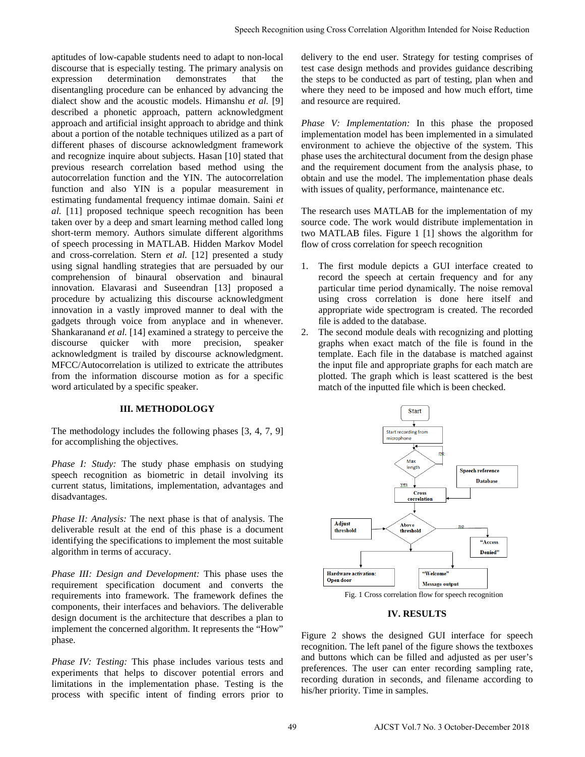aptitudes of low-capable students need to adapt to non-local discourse that is especially testing. The primary analysis on expression determination demonstrates that the disentangling procedure can be enhanced by advancing the dialect show and the acoustic models. Himanshu *et al.* [9] described a phonetic approach, pattern acknowledgment approach and artificial insight approach to abridge and think about a portion of the notable techniques utilized as a part of different phases of discourse acknowledgment framework and recognize inquire about subjects. Hasan [10] stated that previous research correlation based method using the autocorrelation function and the YIN. The autocorrelation function and also YIN is a popular measurement in estimating fundamental frequency intimae domain. Saini *et al.* [11] proposed technique speech recognition has been taken over by a deep and smart learning method called long short-term memory. Authors simulate different algorithms of speech processing in MATLAB. Hidden Markov Model and cross-correlation. Stern *et al.* [12] presented a study using signal handling strategies that are persuaded by our comprehension of binaural observation and binaural innovation. Elavarasi and Suseendran [13] proposed a procedure by actualizing this discourse acknowledgment innovation in a vastly improved manner to deal with the gadgets through voice from anyplace and in whenever. Shankaranand *et al.* [14] examined a strategy to perceive the discourse quicker with more precision, speaker acknowledgment is trailed by discourse acknowledgment. MFCC/Autocorrelation is utilized to extricate the attributes from the information discourse motion as for a specific word articulated by a specific speaker.

## III. METHODOLOGY

The methodology includes the following phases [3, 4, 7, 9] for accomplishing the objectives.

*Phase I: Study:* The study phase emphasis on studying speech recognition as biometric in detail involving its current status, limitations, implementation, advantages and disadvantages.

*Phase II: Analysis:* The next phase is that of analysis. The deliverable result at the end of this phase is a document identifying the specifications to implement the most suitable algorithm in terms of accuracy.

*Phase III: Design and Development:* This phase uses the requirement specification document and converts the requirements into framework. The framework defines the components, their interfaces and behaviors. The deliverable design document is the architecture that describes a plan to implement the concerned algorithm. It represents the "How" phase.

*Phase IV: Testing:* This phase includes various tests and experiments that helps to discover potential errors and limitations in the implementation phase. Testing is the process with specific intent of finding errors prior to delivery to the end user. Strategy for testing comprises of test case design methods and provides guidance describing the steps to be conducted as part of testing, plan when and where they need to be imposed and how much effort, time and resource are required.

*Phase V: Implementation:* In this phase the proposed implementation model has been implemented in a simulated environment to achieve the objective of the system. This phase uses the architectural document from the design phase and the requirement document from the analysis phase, to obtain and use the model. The implementation phase deals with issues of quality, performance, maintenance etc.

The research uses MATLAB for the implementation of my source code. The work would distribute implementation in two MATLAB files. Figure 1 [1] shows the algorithm for flow of cross correlation for speech recognition

1. The first module depicts a GUI interface created to record the speech at certain frequency and for any particular time period dynamically. The noise removal using cross correlation is done here itself and appropriate wide spectrogram is created. The recorded file is added to the database.
2. The second module deals with recognizing and plotting graphs when exact match of the file is found in the template. Each file in the database is matched against the input file and appropriate graphs for each match are plotted. The graph which is least scattered is the best match of the inputted file which is been checked.

Fig. 1 Cross correlation flow for speech recognition

## IV. RESULTS

Figure 2 shows the designed GUI interface for speech recognition. The left panel of the figure shows the textboxes and buttons which can be filled and adjusted as per user's preferences. The user can enter recording sampling rate, recording duration in seconds, and filename according to his/her priority. Time in samples.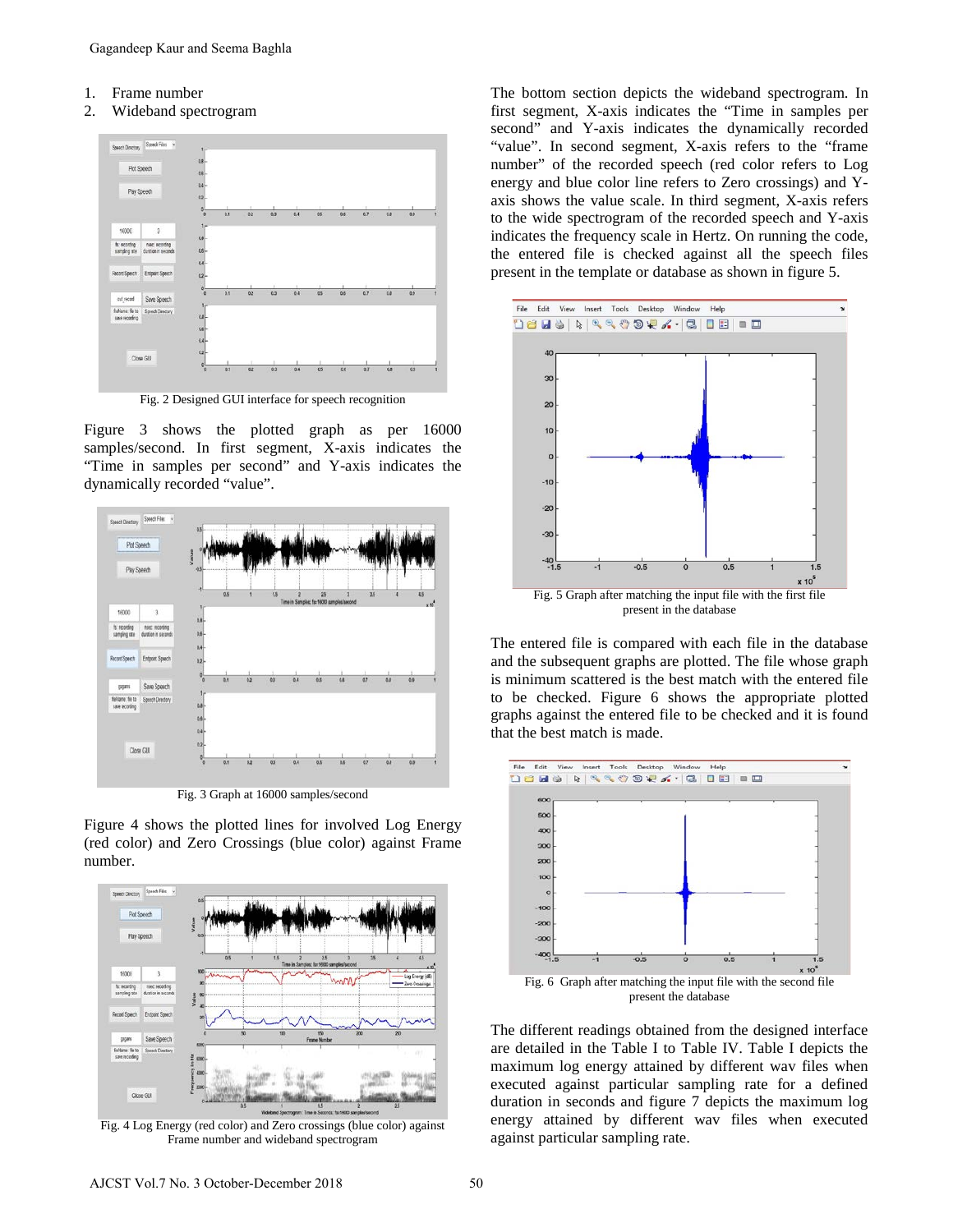1. Frame number
2. Wideband spectrogram

Fig. 2 Designed GUI interface for speech recognition

Figure 3 shows the plotted graph as per 16000 samples/second. In first segment, X-axis indicates the "Time in samples per second" and Y-axis indicates the dynamically recorded "value".

Fig. 3 Graph at 16000 samples/second

Figure 4 shows the plotted lines for involved Log Energy (red color) and Zero Crossings (blue color) against Frame number.

Fig. 4 Log Energy (red color) and Zero crossings (blue color) against Frame number and wideband spectrogram

The bottom section depicts the wideband spectrogram. In first segment, X-axis indicates the "Time in samples per second" and Y-axis indicates the dynamically recorded "value". In second segment, X-axis refers to the "frame number" of the recorded speech (red color refers to Log energy and blue color line refers to Zero crossings) and Y-axis shows the value scale. In third segment, X-axis refers to the wide spectrogram of the recorded speech and Y-axis indicates the frequency scale in Hertz. On running the code, the entered file is checked against all the speech files present in the template or database as shown in figure 5.

Fig. 5 Graph after matching the input file with the first file present in the database

The entered file is compared with each file in the database and the subsequent graphs are plotted. The file whose graph is minimum scattered is the best match with the entered file to be checked. Figure 6 shows the appropriate plotted graphs against the entered file to be checked and it is found that the best match is made.

Fig. 6 Graph after matching the input file with the second file present the database

The different readings obtained from the designed interface are detailed in the Table I to Table IV. Table I depicts the maximum log energy attained by different wav files when executed against particular sampling rate for a defined duration in seconds and figure 7 depicts the maximum log energy attained by different wav files when executed against particular sampling rate.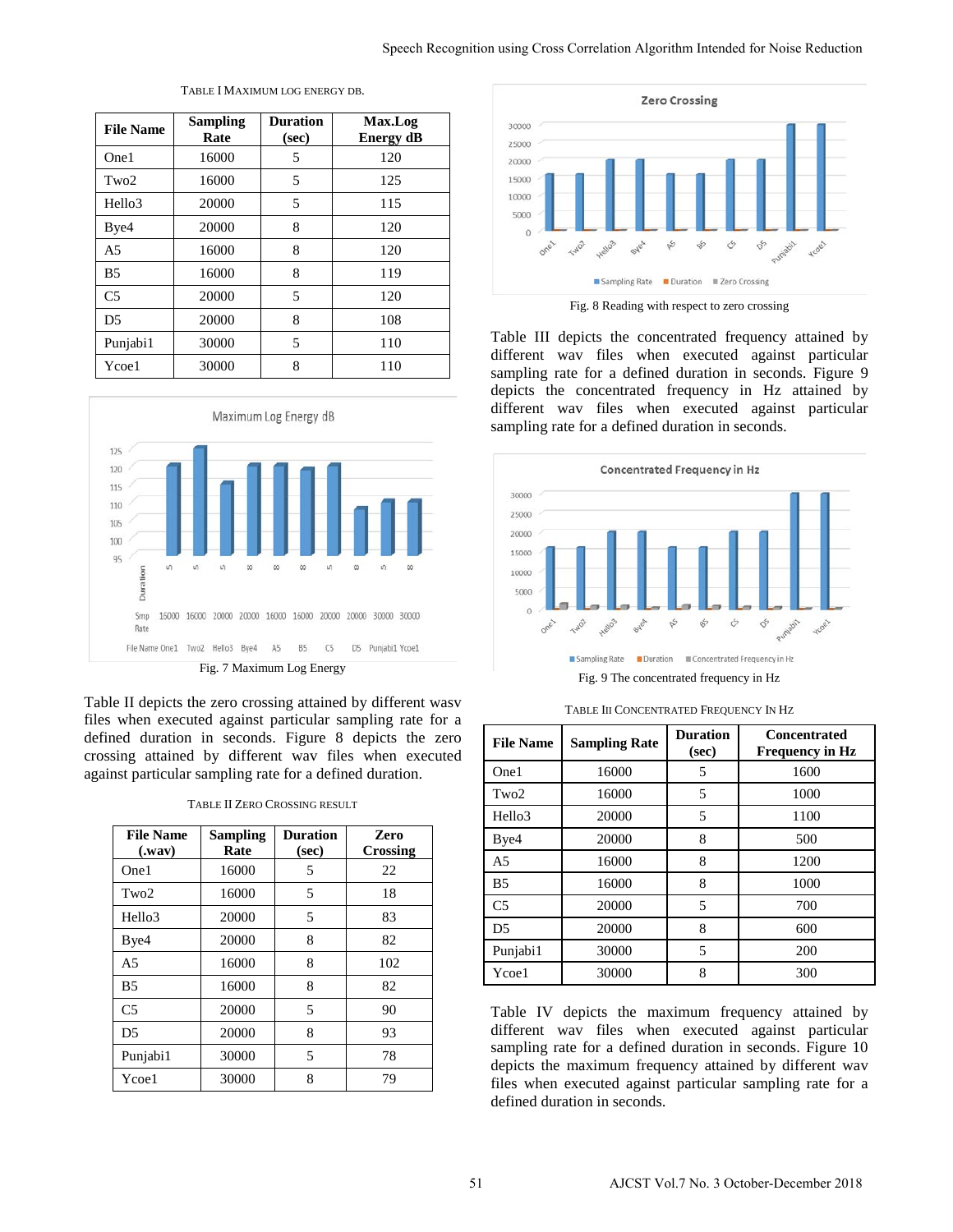TABLE I MAXIMUM LOG ENERGY DB.

| File Name | Sampling Rate | Duration (sec) | Max.Log Energy dB |
|---|---|---|---|
| One1 | 16000 | 5 | 120 |
| Two2 | 16000 | 5 | 125 |
| Hello3 | 20000 | 5 | 115 |
| Bye4 | 20000 | 8 | 120 |
| A5 | 16000 | 8 | 120 |
| B5 | 16000 | 8 | 119 |
| C5 | 20000 | 5 | 120 |
| D5 | 20000 | 8 | 108 |
| Punjabi1 | 30000 | 5 | 110 |
| Ycoe1 | 30000 | 8 | 110 |

Fig. 7 Maximum Log Energy

Table II depicts the zero crossing attained by different wasv files when executed against particular sampling rate for a defined duration in seconds. Figure 8 depicts the zero crossing attained by different wav files when executed against particular sampling rate for a defined duration.

TABLE II ZERO CROSSING RESULT

| File Name (.wav) | Sampling Rate | Duration (sec) | Zero Crossing |
|---|---|---|---|
| One1 | 16000 | 5 | 22 |
| Two2 | 16000 | 5 | 18 |
| Hello3 | 20000 | 5 | 83 |
| Bye4 | 20000 | 8 | 82 |
| A5 | 16000 | 8 | 102 |
| B5 | 16000 | 8 | 82 |
| C5 | 20000 | 5 | 90 |
| D5 | 20000 | 8 | 93 |
| Punjabi1 | 30000 | 5 | 78 |
| Ycoe1 | 30000 | 8 | 79 |

Fig. 8 Reading with respect to zero crossing

Table III depicts the concentrated frequency attained by different wav files when executed against particular sampling rate for a defined duration in seconds. Figure 9 depicts the concentrated frequency in Hz attained by different wav files when executed against particular sampling rate for a defined duration in seconds.

Fig. 9 The concentrated frequency in Hz

TABLE III CONCENTRATED FREQUENCY IN HZ

| File Name | Sampling Rate | Duration (sec) | Concentrated Frequency in Hz |
|---|---|---|---|
| One1 | 16000 | 5 | 1600 |
| Two2 | 16000 | 5 | 1000 |
| Hello3 | 20000 | 5 | 1100 |
| Bye4 | 20000 | 8 | 500 |
| A5 | 16000 | 8 | 1200 |
| B5 | 16000 | 8 | 1000 |
| C5 | 20000 | 5 | 700 |
| D5 | 20000 | 8 | 600 |
| Punjabi1 | 30000 | 5 | 200 |
| Ycoe1 | 30000 | 8 | 300 |

Table IV depicts the maximum frequency attained by different wav files when executed against particular sampling rate for a defined duration in seconds. Figure 10 depicts the maximum frequency attained by different wav files when executed against particular sampling rate for a defined duration in seconds.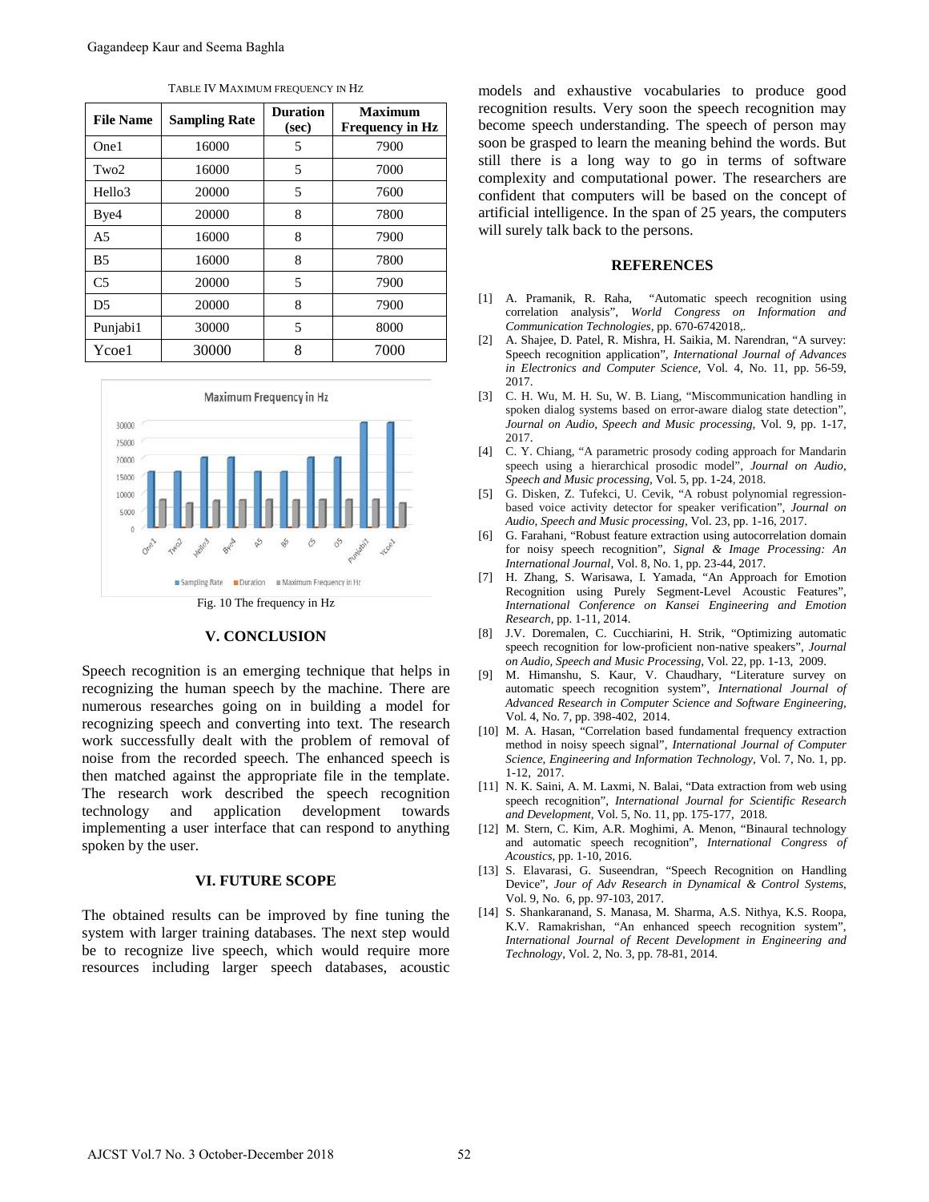TABLE IV MAXIMUM FREQUENCY IN HZ

| File Name | Sampling Rate | Duration (sec) | Maximum Frequency in Hz |
|---|---|---|---|
| One1 | 16000 | 5 | 7900 |
| Two2 | 16000 | 5 | 7000 |
| Hello3 | 20000 | 5 | 7600 |
| Bye4 | 20000 | 8 | 7800 |
| A5 | 16000 | 8 | 7900 |
| B5 | 16000 | 8 | 7800 |
| C5 | 20000 | 5 | 7900 |
| D5 | 20000 | 8 | 7900 |
| Punjabi1 | 30000 | 5 | 8000 |
| Ycoe1 | 30000 | 8 | 7000 |

Maximum Frequency in Hz

30000
25000
20000
15000
10000
5000
0

One1
Two2
Hello3
Bye4
A5
B5
C5
D5
Punjabi1
Ycoe1

Sampling Rate
Duration
Maximum Frequency in Hz

Fig. 10 The frequency in Hz

## V. CONCLUSION

Speech recognition is an emerging technique that helps in recognizing the human speech by the machine. There are numerous researches going on in building a model for recognizing speech and converting into text. The research work successfully dealt with the problem of removal of noise from the recorded speech. The enhanced speech is then matched against the appropriate file in the template. The research work described the speech recognition technology and application development towards implementing a user interface that can respond to anything spoken by the user.

## VI. FUTURE SCOPE

The obtained results can be improved by fine tuning the system with larger training databases. The next step would be to recognize live speech, which would require more resources including larger speech databases, acoustic models and exhaustive vocabularies to produce good recognition results. Very soon the speech recognition may become speech understanding. The speech of person may soon be grasped to learn the meaning behind the words. But still there is a long way to go in terms of software complexity and computational power. The researchers are confident that computers will be based on the concept of artificial intelligence. In the span of 25 years, the computers will surely talk back to the persons.

## REFERENCES

[1] A. Pramanik, R. Raha, "Automatic speech recognition using correlation analysis", *World Congress on Information and Communication Technologies*, pp. 670-6742018,.

[2] A. Shajee, D. Patel, R. Mishra, H. Saikia, M. Narendran, "A survey: Speech recognition application", *International Journal of Advances in Electronics and Computer Science*, Vol. 4, No. 11, pp. 56-59, 2017.

[3] C. H. Wu, M. H. Su, W. B. Liang, "Miscommunication handling in spoken dialog systems based on error-aware dialog state detection", *Journal on Audio, Speech and Music processing*, Vol. 9, pp. 1-17, 2017.

[4] C. Y. Chiang, "A parametric prosody coding approach for Mandarin speech using a hierarchical prosodic model", *Journal on Audio, Speech and Music processing*, Vol. 5, pp. 1-24, 2018.

[5] G. Disken, Z. Tufekci, U. Cevik, "A robust polynomial regression-based voice activity detector for speaker verification", *Journal on Audio, Speech and Music processing*, Vol. 23, pp. 1-16, 2017.

[6] G. Farahani, "Robust feature extraction using autocorrelation domain for noisy speech recognition", *Signal & Image Processing: An International Journal*, Vol. 8, No. 1, pp. 23-44, 2017.

[7] H. Zhang, S. Warisawa, I. Yamada, "An Approach for Emotion Recognition using Purely Segment-Level Acoustic Features", *International Conference on Kansei Engineering and Emotion Research*, pp. 1-11, 2014.

[8] J.V. Doremalen, C. Cucchiarini, H. Strik, "Optimizing automatic speech recognition for low-proficient non-native speakers", *Journal on Audio, Speech and Music Processing*, Vol. 22, pp. 1-13, 2009.

[9] M. Himanshu, S. Kaur, V. Chaudhary, "Literature survey on automatic speech recognition system", *International Journal of Advanced Research in Computer Science and Software Engineering*, Vol. 4, No. 7, pp. 398-402, 2014.

[10] M. A. Hasan, "Correlation based fundamental frequency extraction method in noisy speech signal", *International Journal of Computer Science, Engineering and Information Technology*, Vol. 7, No. 1, pp. 1-12, 2017.

[11] N. K. Saini, A. M. Laxmi, N. Balai, "Data extraction from web using speech recognition", *International Journal for Scientific Research and Development*, Vol. 5, No. 11, pp. 175-177, 2018.

[12] M. Stern, C. Kim, A.R. Moghimi, A. Menon, "Binaural technology and automatic speech recognition", *International Congress of Acoustics*, pp. 1-10, 2016.

[13] S. Elavarasi, G. Suseendran, "Speech Recognition on Handling Device", *Jour of Adv Research in Dynamical & Control Systems*, Vol. 9, No. 6, pp. 97-103, 2017.

[14] S. Shankaranand, S. Manasa, M. Sharma, A.S. Nithya, K.S. Roopa, K.V. Ramakrishan, "An enhanced speech recognition system", *International Journal of Recent Development in Engineering and Technology*, Vol. 2, No. 3, pp. 78-81, 2014.